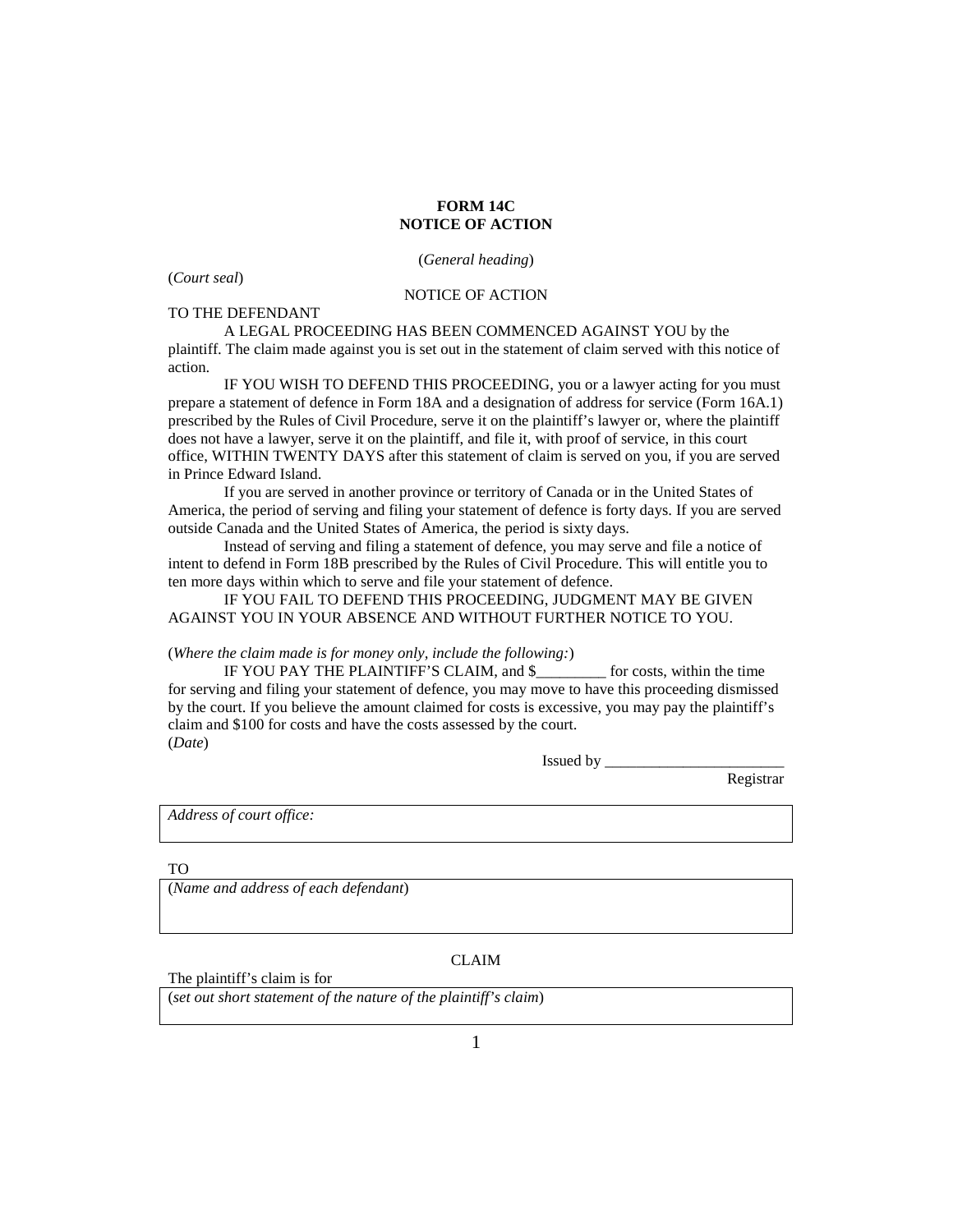**FORM 14C**
**NOTICE OF ACTION**

(*General heading*)

(*Court seal*)

NOTICE OF ACTION

TO THE DEFENDANT

A LEGAL PROCEEDING HAS BEEN COMMENCED AGAINST YOU by the plaintiff. The claim made against you is set out in the statement of claim served with this notice of action.

IF YOU WISH TO DEFEND THIS PROCEEDING, you or a lawyer acting for you must prepare a statement of defence in Form 18A and a designation of address for service (Form 16A.1) prescribed by the Rules of Civil Procedure, serve it on the plaintiff's lawyer or, where the plaintiff does not have a lawyer, serve it on the plaintiff, and file it, with proof of service, in this court office, WITHIN TWENTY DAYS after this statement of claim is served on you, if you are served in Prince Edward Island.

If you are served in another province or territory of Canada or in the United States of America, the period of serving and filing your statement of defence is forty days. If you are served outside Canada and the United States of America, the period is sixty days.

Instead of serving and filing a statement of defence, you may serve and file a notice of intent to defend in Form 18B prescribed by the Rules of Civil Procedure. This will entitle you to ten more days within which to serve and file your statement of defence.

IF YOU FAIL TO DEFEND THIS PROCEEDING, JUDGMENT MAY BE GIVEN AGAINST YOU IN YOUR ABSENCE AND WITHOUT FURTHER NOTICE TO YOU.

(*Where the claim made is for money only, include the following:*)

IF YOU PAY THE PLAINTIFF'S CLAIM, and $_________ for costs, within the time for serving and filing your statement of defence, you may move to have this proceeding dismissed by the court. If you believe the amount claimed for costs is excessive, you may pay the plaintiff's claim and $100 for costs and have the costs assessed by the court.

(*Date*)

Issued by ________________________
Registrar

| *Address of court office:* |
|---|

TO

| (*Name and address of each defendant*) |
|---|

CLAIM

The plaintiff's claim is for

| (*set out short statement of the nature of the plaintiff's claim*) |
|---|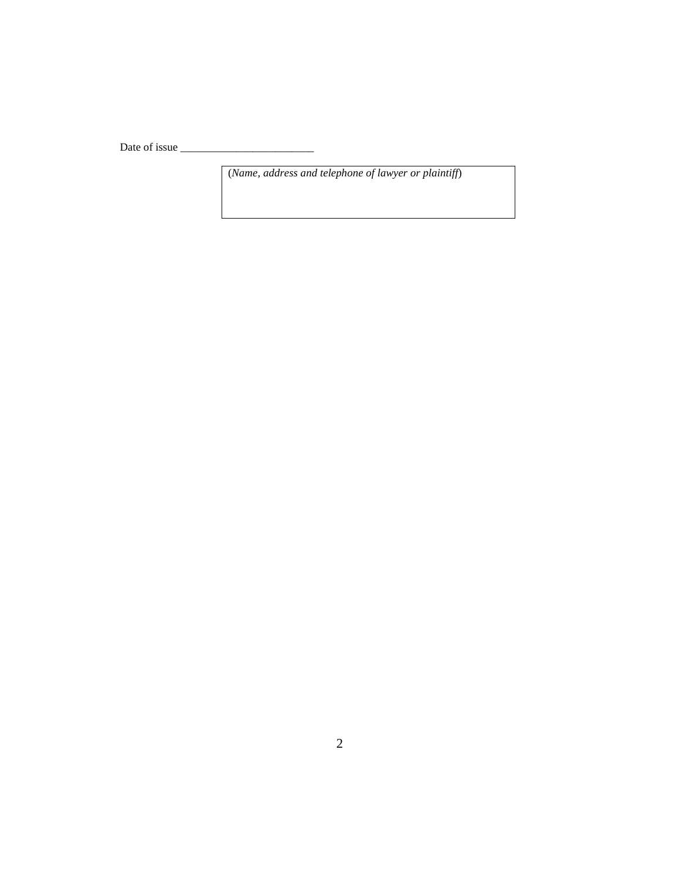Date of issue ________________________

| |
|---|
| (*Name, address and telephone of lawyer or plaintiff*) |